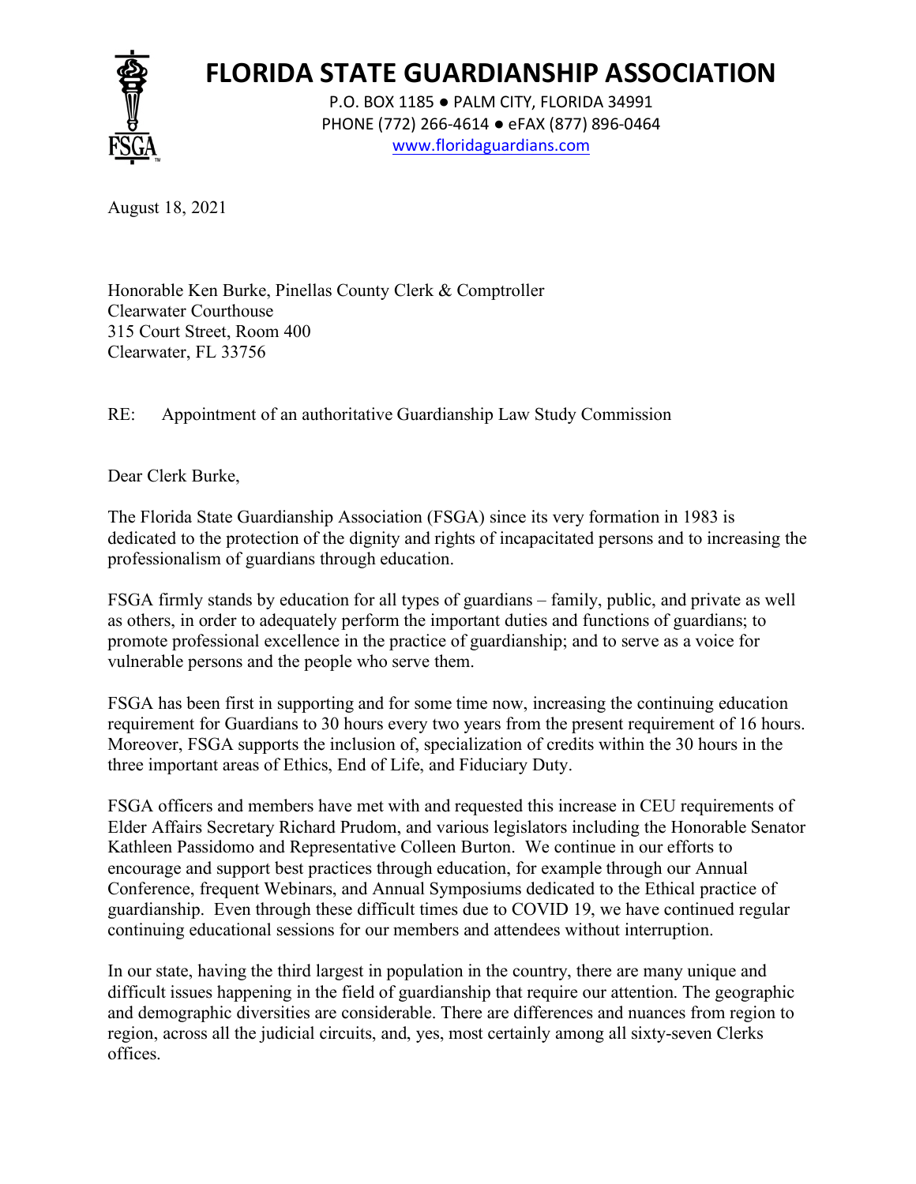# FLORIDA STATE GUARDIANSHIP ASSOCIATION

P.O. BOX 1185 ● PALM CITY, FLORIDA 34991
PHONE (772) 266-4614 ● eFAX (877) 896-0464
www.floridaguardians.com

August 18, 2021

Honorable Ken Burke, Pinellas County Clerk & Comptroller
Clearwater Courthouse
315 Court Street, Room 400
Clearwater, FL 33756

RE: Appointment of an authoritative Guardianship Law Study Commission

Dear Clerk Burke,

The Florida State Guardianship Association (FSGA) since its very formation in 1983 is dedicated to the protection of the dignity and rights of incapacitated persons and to increasing the professionalism of guardians through education.

FSGA firmly stands by education for all types of guardians – family, public, and private as well as others, in order to adequately perform the important duties and functions of guardians; to promote professional excellence in the practice of guardianship; and to serve as a voice for vulnerable persons and the people who serve them.

FSGA has been first in supporting and for some time now, increasing the continuing education requirement for Guardians to 30 hours every two years from the present requirement of 16 hours. Moreover, FSGA supports the inclusion of, specialization of credits within the 30 hours in the three important areas of Ethics, End of Life, and Fiduciary Duty.

FSGA officers and members have met with and requested this increase in CEU requirements of Elder Affairs Secretary Richard Prudom, and various legislators including the Honorable Senator Kathleen Passidomo and Representative Colleen Burton. We continue in our efforts to encourage and support best practices through education, for example through our Annual Conference, frequent Webinars, and Annual Symposiums dedicated to the Ethical practice of guardianship. Even through these difficult times due to COVID 19, we have continued regular continuing educational sessions for our members and attendees without interruption.

In our state, having the third largest in population in the country, there are many unique and difficult issues happening in the field of guardianship that require our attention. The geographic and demographic diversities are considerable. There are differences and nuances from region to region, across all the judicial circuits, and, yes, most certainly among all sixty-seven Clerks offices.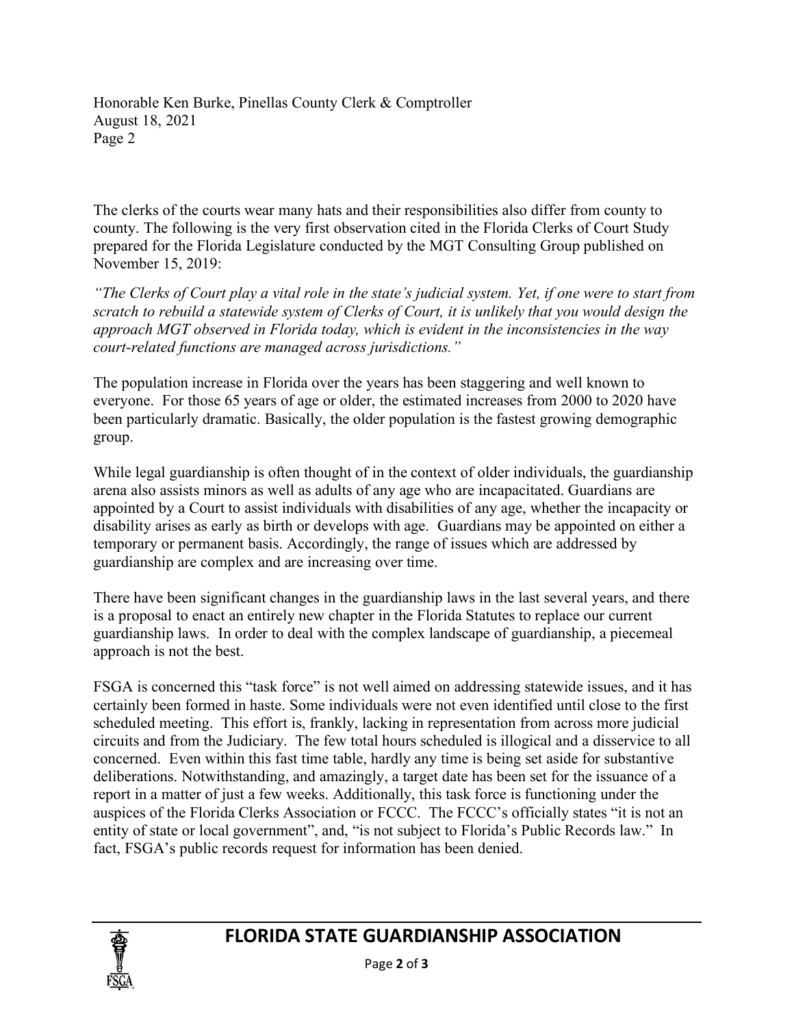The clerks of the courts wear many hats and their responsibilities also differ from county to county. The following is the very first observation cited in the Florida Clerks of Court Study prepared for the Florida Legislature conducted by the MGT Consulting Group published on November 15, 2019:

*"The Clerks of Court play a vital role in the state's judicial system. Yet, if one were to start from scratch to rebuild a statewide system of Clerks of Court, it is unlikely that you would design the approach MGT observed in Florida today, which is evident in the inconsistencies in the way court-related functions are managed across jurisdictions."*

The population increase in Florida over the years has been staggering and well known to everyone. For those 65 years of age or older, the estimated increases from 2000 to 2020 have been particularly dramatic. Basically, the older population is the fastest growing demographic group.

While legal guardianship is often thought of in the context of older individuals, the guardianship arena also assists minors as well as adults of any age who are incapacitated. Guardians are appointed by a Court to assist individuals with disabilities of any age, whether the incapacity or disability arises as early as birth or develops with age. Guardians may be appointed on either a temporary or permanent basis. Accordingly, the range of issues which are addressed by guardianship are complex and are increasing over time.

There have been significant changes in the guardianship laws in the last several years, and there is a proposal to enact an entirely new chapter in the Florida Statutes to replace our current guardianship laws. In order to deal with the complex landscape of guardianship, a piecemeal approach is not the best.

FSGA is concerned this "task force" is not well aimed on addressing statewide issues, and it has certainly been formed in haste. Some individuals were not even identified until close to the first scheduled meeting. This effort is, frankly, lacking in representation from across more judicial circuits and from the Judiciary. The few total hours scheduled is illogical and a disservice to all concerned. Even within this fast time table, hardly any time is being set aside for substantive deliberations. Notwithstanding, and amazingly, a target date has been set for the issuance of a report in a matter of just a few weeks. Additionally, this task force is functioning under the auspices of the Florida Clerks Association or FCCC. The FCCC's officially states "it is not an entity of state or local government", and, "is not subject to Florida's Public Records law." In fact, FSGA's public records request for information has been denied.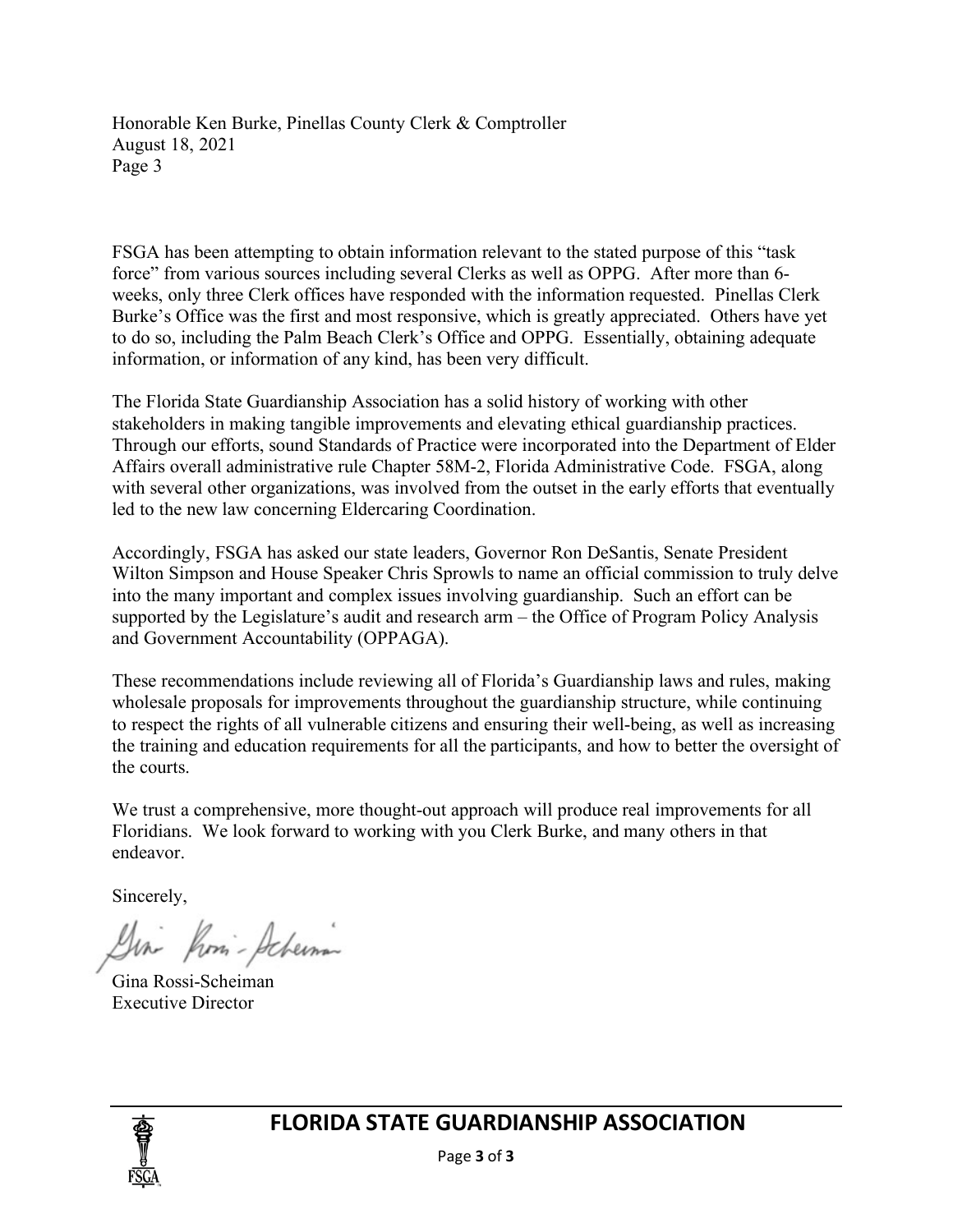FSGA has been attempting to obtain information relevant to the stated purpose of this "task force" from various sources including several Clerks as well as OPPG. After more than 6-weeks, only three Clerk offices have responded with the information requested. Pinellas Clerk Burke's Office was the first and most responsive, which is greatly appreciated. Others have yet to do so, including the Palm Beach Clerk's Office and OPPG. Essentially, obtaining adequate information, or information of any kind, has been very difficult.

The Florida State Guardianship Association has a solid history of working with other stakeholders in making tangible improvements and elevating ethical guardianship practices. Through our efforts, sound Standards of Practice were incorporated into the Department of Elder Affairs overall administrative rule Chapter 58M-2, Florida Administrative Code. FSGA, along with several other organizations, was involved from the outset in the early efforts that eventually led to the new law concerning Eldercaring Coordination.

Accordingly, FSGA has asked our state leaders, Governor Ron DeSantis, Senate President Wilton Simpson and House Speaker Chris Sprowls to name an official commission to truly delve into the many important and complex issues involving guardianship. Such an effort can be supported by the Legislature's audit and research arm – the Office of Program Policy Analysis and Government Accountability (OPPAGA).

These recommendations include reviewing all of Florida's Guardianship laws and rules, making wholesale proposals for improvements throughout the guardianship structure, while continuing to respect the rights of all vulnerable citizens and ensuring their well-being, as well as increasing the training and education requirements for all the participants, and how to better the oversight of the courts.

We trust a comprehensive, more thought-out approach will produce real improvements for all Floridians. We look forward to working with you Clerk Burke, and many others in that endeavor.

Sincerely,

Gina Rossi-Scheiman
Executive Director

**FLORIDA STATE GUARDIANSHIP ASSOCIATION**